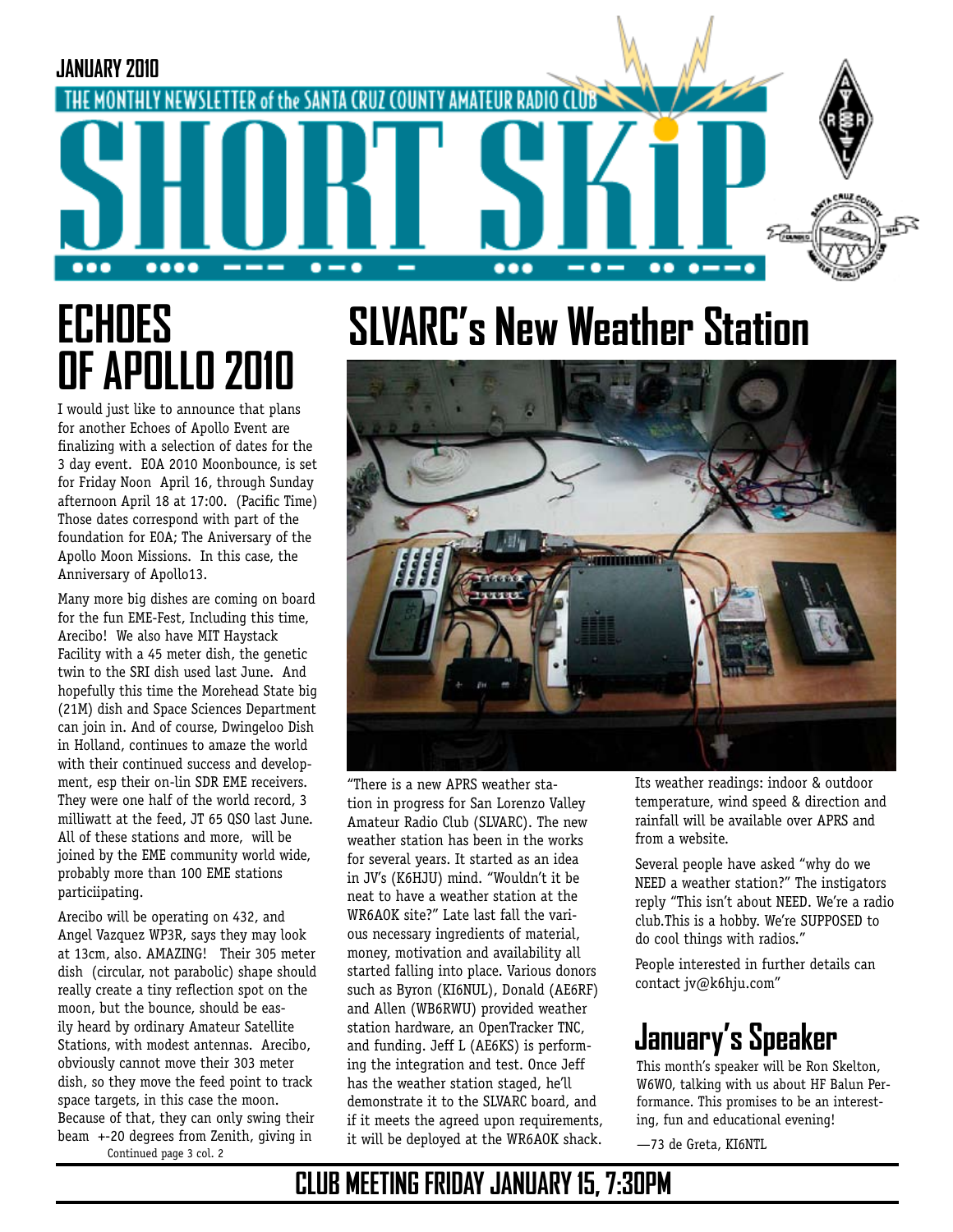JANUARY 2010

THE MONTHLY NEWSLETTER of the SANTA CRUZ COUNTY AMATEUR RADIO CLUB

# SHORT SKiP

## ECHOES OF APOLLO 2010

I would just like to announce that plans for another Echoes of Apollo Event are finalizing with a selection of dates for the 3 day event. EOA 2010 Moonbounce, is set for Friday Noon April 16, through Sunday afternoon April 18 at 17:00. (Pacific Time) Those dates correspond with part of the foundation for EOA; The Aniversary of the Apollo Moon Missions. In this case, the Anniversary of Apollo13.

Many more big dishes are coming on board for the fun EME-Fest, Including this time, Arecibo! We also have MIT Haystack Facility with a 45 meter dish, the genetic twin to the SRI dish used last June. And hopefully this time the Morehead State big (21M) dish and Space Sciences Department can join in. And of course, Dwingeloo Dish in Holland, continues to amaze the world with their continued success and development, esp their on-lin SDR EME receivers. They were one half of the world record, 3 milliwatt at the feed, JT 65 QSO last June. All of these stations and more, will be joined by the EME community world wide, probably more than 100 EME stations particiipating.

Arecibo will be operating on 432, and Angel Vazquez WP3R, says they may look at 13cm, also. AMAZING! Their 305 meter dish (circular, not parabolic) shape should really create a tiny reflection spot on the moon, but the bounce, should be easily heard by ordinary Amateur Satellite Stations, with modest antennas. Arecibo, obviously cannot move their 303 meter dish, so they move the feed point to track space targets, in this case the moon. Because of that, they can only swing their beam +-20 degrees from Zenith, giving in

Continued page 3 col. 2

## SLVARC's New Weather Station

"There is a new APRS weather station in progress for San Lorenzo Valley Amateur Radio Club (SLVARC). The new weather station has been in the works for several years. It started as an idea in JV's (K6HJU) mind. "Wouldn't it be neat to have a weather station at the WR6AOK site?" Late last fall the various necessary ingredients of material, money, motivation and availability all started falling into place. Various donors such as Byron (KI6NUL), Donald (AE6RF) and Allen (WB6RWU) provided weather station hardware, an OpenTracker TNC, and funding. Jeff L (AE6KS) is performing the integration and test. Once Jeff has the weather station staged, he'll demonstrate it to the SLVARC board, and if it meets the agreed upon requirements, it will be deployed at the WR6AOK shack.

Its weather readings: indoor & outdoor temperature, wind speed & direction and rainfall will be available over APRS and from a website.

Several people have asked "why do we NEED a weather station?" The instigators reply "This isn't about NEED. We're a radio club.This is a hobby. We're SUPPOSED to do cool things with radios."

People interested in further details can contact jv@k6hju.com"

## January's Speaker

This month's speaker will be Ron Skelton, W6WO, talking with us about HF Balun Performance. This promises to be an interesting, fun and educational evening!

—73 de Greta, KI6NTL

## CLUB MEETING FRIDAY JANUARY 15, 7:30PM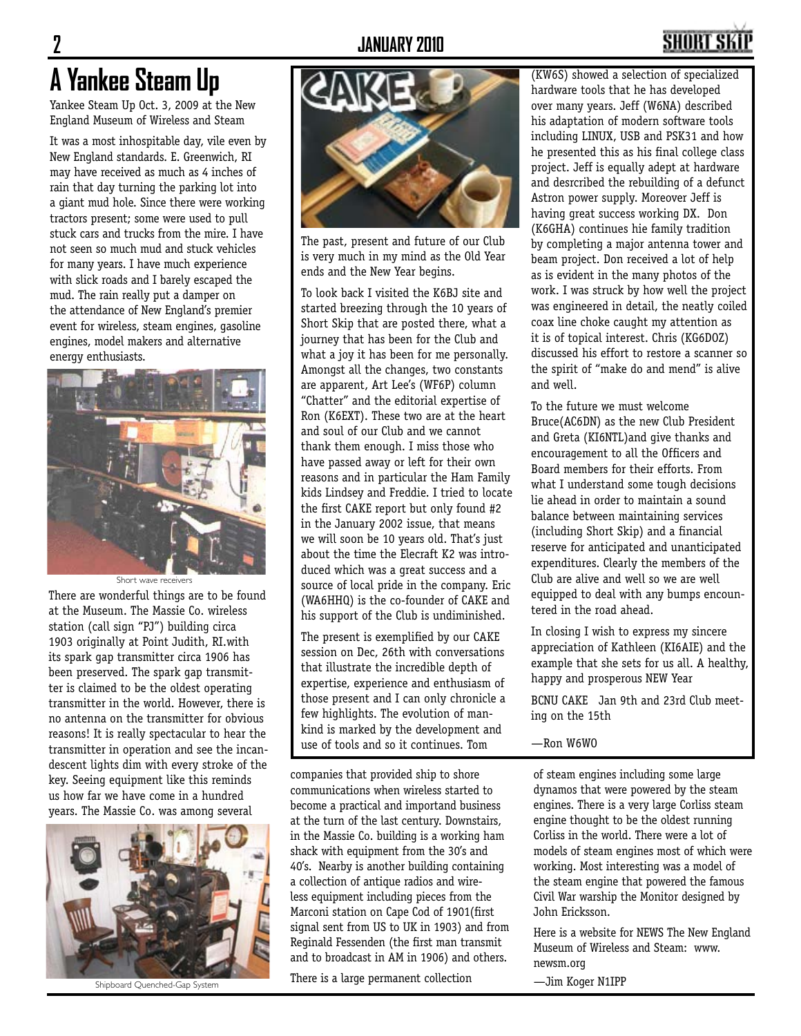# A Yankee Steam Up

Yankee Steam Up Oct. 3, 2009 at the New England Museum of Wireless and Steam

It was a most inhospitable day, vile even by New England standards. E. Greenwich, RI may have received as much as 4 inches of rain that day turning the parking lot into a giant mud hole. Since there were working tractors present; some were used to pull stuck cars and trucks from the mire. I have not seen so much mud and stuck vehicles for many years. I have much experience with slick roads and I barely escaped the mud. The rain really put a damper on the attendance of New England's premier event for wireless, steam engines, gasoline engines, model makers and alternative energy enthusiasts.

Short wave receivers

There are wonderful things are to be found at the Museum. The Massie Co. wireless station (call sign "PJ") building circa 1903 originally at Point Judith, RI.with its spark gap transmitter circa 1906 has been preserved. The spark gap transmitter is claimed to be the oldest operating transmitter in the world. However, there is no antenna on the transmitter for obvious reasons! It is really spectacular to hear the transmitter in operation and see the incandescent lights dim with every stroke of the key. Seeing equipment like this reminds us how far we have come in a hundred years. The Massie Co. was among several companies that provided ship to shore communications when wireless started to become a practical and importand business at the turn of the last century. Downstairs, in the Massie Co. building is a working ham shack with equipment from the 30's and 40's. Nearby is another building containing a collection of antique radios and wireless equipment including pieces from the Marconi station on Cape Cod of 1901(first signal sent from US to UK in 1903) and from Reginald Fessenden (the first man transmit and to broadcast in AM in 1906) and others.

Shipboard Quenched-Gap System

There is a large permanent collection of steam engines including some large dynamos that were powered by the steam engines. There is a very large Corliss steam engine thought to be the oldest running Corliss in the world. There were a lot of models of steam engines most of which were working. Most interesting was a model of the steam engine that powered the famous Civil War warship the Monitor designed by John Ericksson.

Here is a website for NEWS The New England Museum of Wireless and Steam: www.newsm.org

—Jim Koger N1IPP

---

The past, present and future of our Club is very much in my mind as the Old Year ends and the New Year begins.

To look back I visited the K6BJ site and started breezing through the 10 years of Short Skip that are posted there, what a journey that has been for the Club and what a joy it has been for me personally. Amongst all the changes, two constants are apparent, Art Lee's (WF6P) column "Chatter" and the editorial expertise of Ron (K6EXT). These two are at the heart and soul of our Club and we cannot thank them enough. I miss those who have passed away or left for their own reasons and in particular the Ham Family kids Lindsey and Freddie. I tried to locate the first CAKE report but only found #2 in the January 2002 issue, that means we will soon be 10 years old. That's just about the time the Elecraft K2 was introduced which was a great success and a source of local pride in the company. Eric (WA6HHQ) is the co-founder of CAKE and his support of the Club is undiminished.

The present is exemplified by our CAKE session on Dec, 26th with conversations that illustrate the incredible depth of expertise, experience and enthusiasm of those present and I can only chronicle a few highlights. The evolution of mankind is marked by the development and use of tools and so it continues. Tom (KW6S) showed a selection of specialized hardware tools that he has developed over many years. Jeff (W6NA) described his adaptation of modern software tools including LINUX, USB and PSK31 and how he presented this as his final college class project. Jeff is equally adept at hardware and desrcribed the rebuilding of a defunct Astron power supply. Moreover Jeff is having great success working DX. Don (K6GHA) continues hie family tradition by completing a major antenna tower and beam project. Don received a lot of help as is evident in the many photos of the work. I was struck by how well the project was engineered in detail, the neatly coiled coax line choke caught my attention as it is of topical interest. Chris (KG6DOZ) discussed his effort to restore a scanner so the spirit of "make do and mend" is alive and well.

To the future we must welcome Bruce(AC6DN) as the new Club President and Greta (KI6NTL)and give thanks and encouragement to all the Officers and Board members for their efforts. From what I understand some tough decisions lie ahead in order to maintain a sound balance between maintaining services (including Short Skip) and a financial reserve for anticipated and unanticipated expenditures. Clearly the members of the Club are alive and well so we are well equipped to deal with any bumps encountered in the road ahead.

In closing I wish to express my sincere appreciation of Kathleen (KI6AIE) and the example that she sets for us all. A healthy, happy and prosperous NEW Year

BCNU CAKE Jan 9th and 23rd Club meeting on the 15th

—Ron W6WO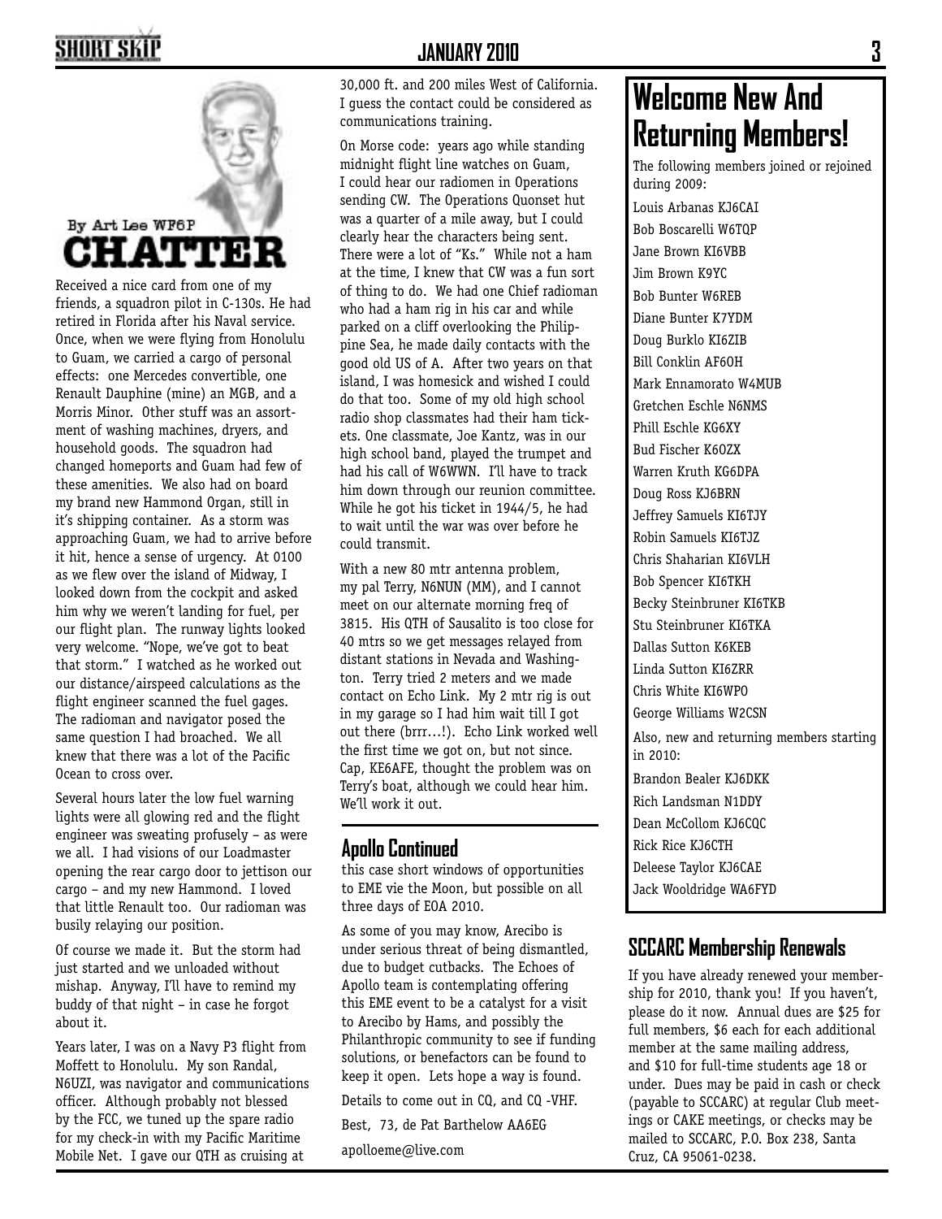By Art Lee WF6P

# CHATTER

Received a nice card from one of my friends, a squadron pilot in C-130s. He had retired in Florida after his Naval service. Once, when we were flying from Honolulu to Guam, we carried a cargo of personal effects: one Mercedes convertible, one Renault Dauphine (mine) an MGB, and a Morris Minor. Other stuff was an assortment of washing machines, dryers, and household goods. The squadron had changed homeports and Guam had few of these amenities. We also had on board my brand new Hammond Organ, still in it's shipping container. As a storm was approaching Guam, we had to arrive before it hit, hence a sense of urgency. At 0100 as we flew over the island of Midway, I looked down from the cockpit and asked him why we weren't landing for fuel, per our flight plan. The runway lights looked very welcome. "Nope, we've got to beat that storm." I watched as he worked out our distance/airspeed calculations as the flight engineer scanned the fuel gages. The radioman and navigator posed the same question I had broached. We all knew that there was a lot of the Pacific Ocean to cross over.

Several hours later the low fuel warning lights were all glowing red and the flight engineer was sweating profusely – as were we all. I had visions of our Loadmaster opening the rear cargo door to jettison our cargo – and my new Hammond. I loved that little Renault too. Our radioman was busily relaying our position.

Of course we made it. But the storm had just started and we unloaded without mishap. Anyway, I'll have to remind my buddy of that night – in case he forgot about it.

Years later, I was on a Navy P3 flight from Moffett to Honolulu. My son Randal, N6UZI, was navigator and communications officer. Although probably not blessed by the FCC, we tuned up the spare radio for my check-in with my Pacific Maritime Mobile Net. I gave our QTH as cruising at 30,000 ft. and 200 miles West of California. I guess the contact could be considered as communications training.

On Morse code: years ago while standing midnight flight line watches on Guam, I could hear our radiomen in Operations sending CW. The Operations Quonset hut was a quarter of a mile away, but I could clearly hear the characters being sent. There were a lot of "Ks." While not a ham at the time, I knew that CW was a fun sort of thing to do. We had one Chief radioman who had a ham rig in his car and while parked on a cliff overlooking the Philippine Sea, he made daily contacts with the good old US of A. After two years on that island, I was homesick and wished I could do that too. Some of my old high school radio shop classmates had their ham tickets. One classmate, Joe Kantz, was in our high school band, played the trumpet and had his call of W6WWN. I'll have to track him down through our reunion committee. While he got his ticket in 1944/5, he had to wait until the war was over before he could transmit.

With a new 80 mtr antenna problem, my pal Terry, N6NUN (MM), and I cannot meet on our alternate morning freq of 3815. His QTH of Sausalito is too close for 40 mtrs so we get messages relayed from distant stations in Nevada and Washington. Terry tried 2 meters and we made contact on Echo Link. My 2 mtr rig is out in my garage so I had him wait till I got out there (brrr…!). Echo Link worked well the first time we got on, but not since. Cap, KE6AFE, thought the problem was on Terry's boat, although we could hear him. We'll work it out.

## Apollo Continued

this case short windows of opportunities to EME vie the Moon, but possible on all three days of EOA 2010.

As some of you may know, Arecibo is under serious threat of being dismantled, due to budget cutbacks. The Echoes of Apollo team is contemplating offering this EME event to be a catalyst for a visit to Arecibo by Hams, and possibly the Philanthropic community to see if funding solutions, or benefactors can be found to keep it open. Lets hope a way is found.

Details to come out in CQ, and CQ -VHF.

Best, 73, de Pat Barthelow AA6EG

apolloeme@live.com

# Welcome New And Returning Members!

The following members joined or rejoined during 2009:

Louis Arbanas KJ6CAI
Bob Boscarelli W6TQP
Jane Brown KI6VBB
Jim Brown K9YC
Bob Bunter W6REB
Diane Bunter K7YDM
Doug Burklo KI6ZIB
Bill Conklin AF6OH
Mark Ennamorato W4MUB
Gretchen Eschle N6NMS
Phill Eschle KG6XY
Bud Fischer K6OZX
Warren Kruth KG6DPA
Doug Ross KJ6BRN
Jeffrey Samuels KI6TJY
Robin Samuels KI6TJZ
Chris Shaharian KI6VLH
Bob Spencer KI6TKH
Becky Steinbruner KI6TKB
Stu Steinbruner KI6TKA
Dallas Sutton K6KEB
Linda Sutton KI6ZRR
Chris White KI6WPO
George Williams W2CSN

Also, new and returning members starting in 2010:

Brandon Bealer KJ6DKK
Rich Landsman N1DDY
Dean McCollom KJ6CQC
Rick Rice KJ6CTH
Deleese Taylor KJ6CAE
Jack Wooldridge WA6FYD

## SCCARC Membership Renewals

If you have already renewed your membership for 2010, thank you! If you haven't, please do it now. Annual dues are $25 for full members, $6 each for each additional member at the same mailing address, and $10 for full-time students age 18 or under. Dues may be paid in cash or check (payable to SCCARC) at regular Club meetings or CAKE meetings, or checks may be mailed to SCCARC, P.O. Box 238, Santa Cruz, CA 95061-0238.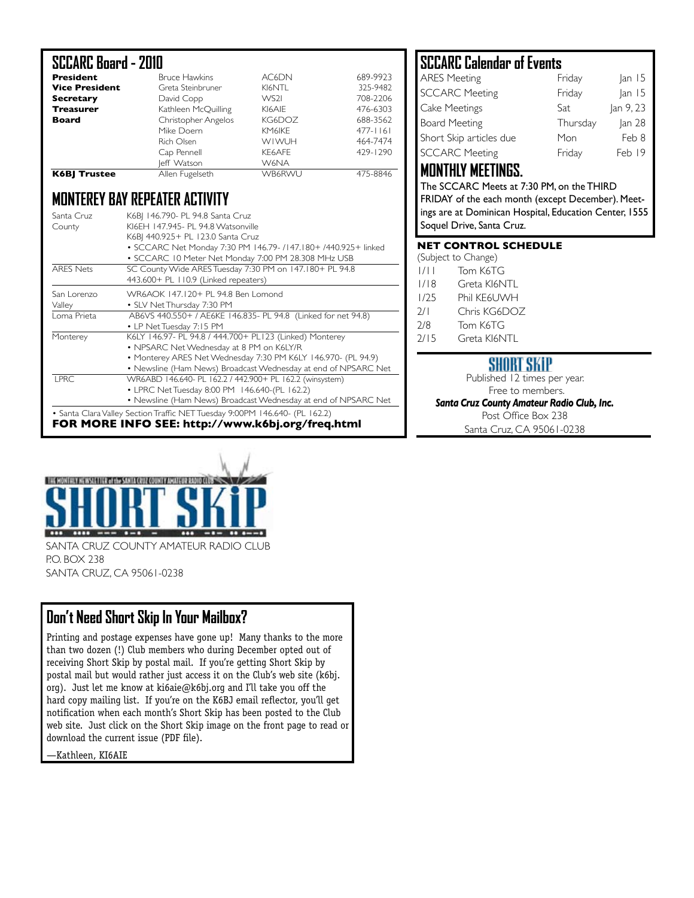## SCCARC Board - 2010

| | | | |
|---|---|---|---|
| **President** | Bruce Hawkins | AC6DN | 689-9923 |
| **Vice President** | Greta Steinbruner | KI6NTL | 325-9482 |
| **Secretary** | David Copp | WS2I | 708-2206 |
| **Treasurer** | Kathleen McQuilling | KI6AIE | 476-6303 |
| **Board** | Christopher Angelos | KG6DOZ | 688-3562 |
| | Mike Doern | KM6IKE | 477-1161 |
| | Rich Olsen | W1WUH | 464-7474 |
| | Cap Pennell | KE6AFE | 429-1290 |
| | Jeff Watson | W6NA | |
| **K6BJ Trustee** | Allen Fugelseth | WB6RWU | 475-8846 |

## MONTEREY BAY REPEATER ACTIVITY

| | |
|---|---|
| Santa Cruz County | K6BJ 146.790- PL 94.8 Santa Cruz<br>KI6EH 147.945- PL 94.8 Watsonville<br>K6BJ 440.925+ PL 123.0 Santa Cruz<br>• SCCARC Net Monday 7:30 PM 146.79- /147.180+ /440.925+ linked<br>• SCCARC 10 Meter Net Monday 7:00 PM 28.308 MHz USB |
| ARES Nets | SC County Wide ARES Tuesday 7:30 PM on 147.180+ PL 94.8<br>443.600+ PL 110.9 (Linked repeaters) |
| San Lorenzo Valley | WR6AOK 147.120+ PL 94.8 Ben Lomond<br>• SLV Net Thursday 7:30 PM |
| Loma Prieta | AB6VS 440.550+ / AE6KE 146.835- PL 94.8 (Linked for net 94.8)<br>• LP Net Tuesday 7:15 PM |
| Monterey | K6LY 146.97- PL 94.8 / 444.700+ PL123 (Linked) Monterey<br>• NPSARC Net Wednesday at 8 PM on K6LY/R<br>• Monterey ARES Net Wednesday 7:30 PM K6LY 146.970- (PL 94.9)<br>• Newsline (Ham News) Broadcast Wednesday at end of NPSARC Net |
| LPRC | WR6ABD 146.640- PL 162.2 / 442.900+ PL 162.2 (winsystem)<br>• LPRC Net Tuesday 8:00 PM 146.640-(PL 162.2)<br>• Newsline (Ham News) Broadcast Wednesday at end of NPSARC Net |

• Santa Clara Valley Section Traffic NET Tuesday 9:00PM 146.640- (PL 162.2)

**FOR MORE INFO SEE: http://www.k6bj.org/freq.html**

## SCCARC Calendar of Events

| | | |
|---|---|---|
| ARES Meeting | Friday | Jan 15 |
| SCCARC Meeting | Friday | Jan 15 |
| Cake Meetings | Sat | Jan 9, 23 |
| Board Meeting | Thursday | Jan 28 |
| Short Skip articles due | Mon | Feb 8 |
| SCCARC Meeting | Friday | Feb 19 |

## MONTHLY MEETINGS.

The SCCARC Meets at 7:30 PM, on the THIRD FRIDAY of the each month (except December). Meetings are at Dominican Hospital, Education Center, 1555 Soquel Drive, Santa Cruz.

### NET CONTROL SCHEDULE

(Subject to Change)

| | |
|---|---|
| 1/11 | Tom K6TG |
| 1/18 | Greta KI6NTL |
| 1/25 | Phil KE6UWH |
| 2/1 | Chris KG6DOZ |
| 2/8 | Tom K6TG |
| 2/15 | Greta KI6NTL |

**SHORT SKIP**

Published 12 times per year.
Free to members.
***Santa Cruz County Amateur Radio Club, Inc.***
Post Office Box 238
Santa Cruz, CA 95061-0238

THE MONTHLY NEWSLETTER of the SANTA CRUZ COUNTY AMATEUR RADIO CLUB

SHORT SKIP

SANTA CRUZ COUNTY AMATEUR RADIO CLUB
P.O. BOX 238
SANTA CRUZ, CA 95061-0238

## Don't Need Short Skip In Your Mailbox?

Printing and postage expenses have gone up! Many thanks to the more than two dozen (!) Club members who during December opted out of receiving Short Skip by postal mail. If you're getting Short Skip by postal mail but would rather just access it on the Club's web site (k6bj.org). Just let me know at ki6aie@k6bj.org and I'll take you off the hard copy mailing list. If you're on the K6BJ email reflector, you'll get notification when each month's Short Skip has been posted to the Club web site. Just click on the Short Skip image on the front page to read or download the current issue (PDF file).

—Kathleen, KI6AIE